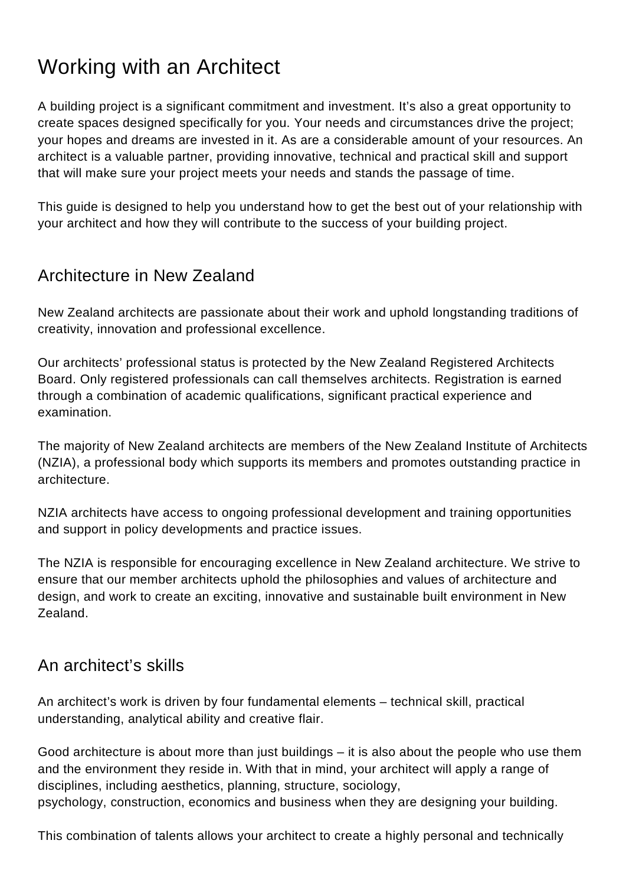# Working with an Architect

A building project is a significant commitment and investment. It's also a great opportunity to create spaces designed specifically for you. Your needs and circumstances drive the project; your hopes and dreams are invested in it. As are a considerable amount of your resources. An architect is a valuable partner, providing innovative, technical and practical skill and support that will make sure your project meets your needs and stands the passage of time.

This guide is designed to help you understand how to get the best out of your relationship with your architect and how they will contribute to the success of your building project.

## Architecture in New Zealand

New Zealand architects are passionate about their work and uphold longstanding traditions of creativity, innovation and professional excellence.

Our architects' professional status is protected by the New Zealand Registered Architects Board. Only registered professionals can call themselves architects. Registration is earned through a combination of academic qualifications, significant practical experience and examination.

The majority of New Zealand architects are members of the New Zealand Institute of Architects (NZIA), a professional body which supports its members and promotes outstanding practice in architecture.

NZIA architects have access to ongoing professional development and training opportunities and support in policy developments and practice issues.

The NZIA is responsible for encouraging excellence in New Zealand architecture. We strive to ensure that our member architects uphold the philosophies and values of architecture and design, and work to create an exciting, innovative and sustainable built environment in New Zealand.

## An architect's skills

An architect's work is driven by four fundamental elements – technical skill, practical understanding, analytical ability and creative flair.

Good architecture is about more than just buildings – it is also about the people who use them and the environment they reside in. With that in mind, your architect will apply a range of disciplines, including aesthetics, planning, structure, sociology, psychology, construction, economics and business when they are designing your building.

This combination of talents allows your architect to create a highly personal and technically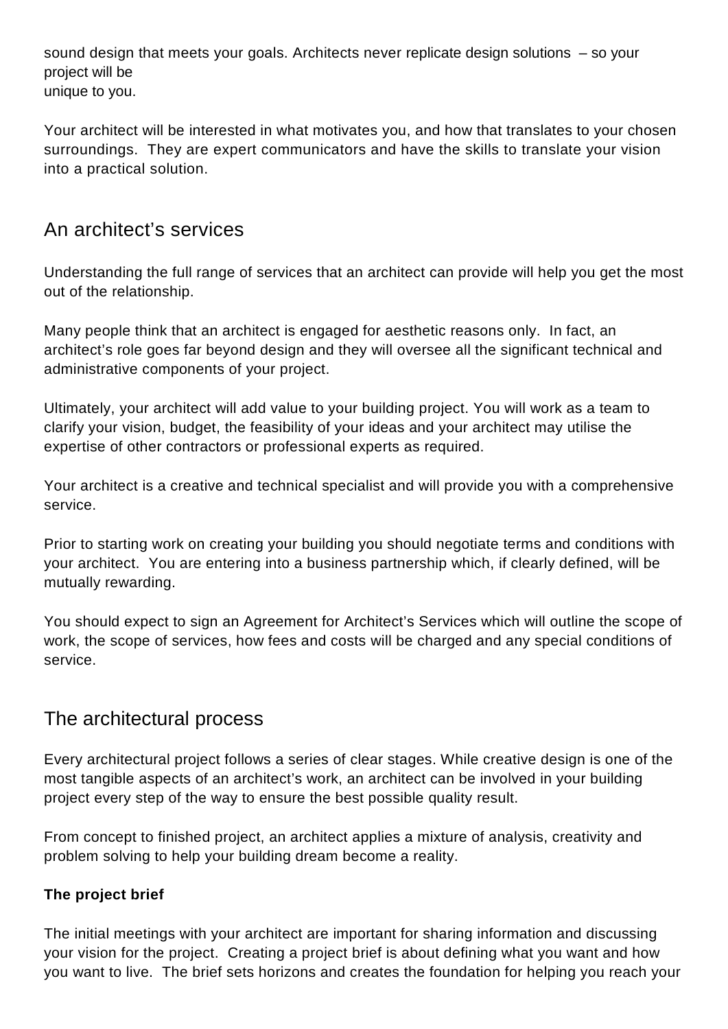sound design that meets your goals. Architects never replicate design solutions – so your project will be unique to you.

Your architect will be interested in what motivates you, and how that translates to your chosen surroundings. They are expert communicators and have the skills to translate your vision into a practical solution.

## An architect's services

Understanding the full range of services that an architect can provide will help you get the most out of the relationship.

Many people think that an architect is engaged for aesthetic reasons only. In fact, an architect's role goes far beyond design and they will oversee all the significant technical and administrative components of your project.

Ultimately, your architect will add value to your building project. You will work as a team to clarify your vision, budget, the feasibility of your ideas and your architect may utilise the expertise of other contractors or professional experts as required.

Your architect is a creative and technical specialist and will provide you with a comprehensive service.

Prior to starting work on creating your building you should negotiate terms and conditions with your architect. You are entering into a business partnership which, if clearly defined, will be mutually rewarding.

You should expect to sign an Agreement for Architect's Services which will outline the scope of work, the scope of services, how fees and costs will be charged and any special conditions of service.

## The architectural process

Every architectural project follows a series of clear stages. While creative design is one of the most tangible aspects of an architect's work, an architect can be involved in your building project every step of the way to ensure the best possible quality result.

From concept to finished project, an architect applies a mixture of analysis, creativity and problem solving to help your building dream become a reality.

**The project brief**

The initial meetings with your architect are important for sharing information and discussing your vision for the project. Creating a project brief is about defining what you want and how you want to live. The brief sets horizons and creates the foundation for helping you reach your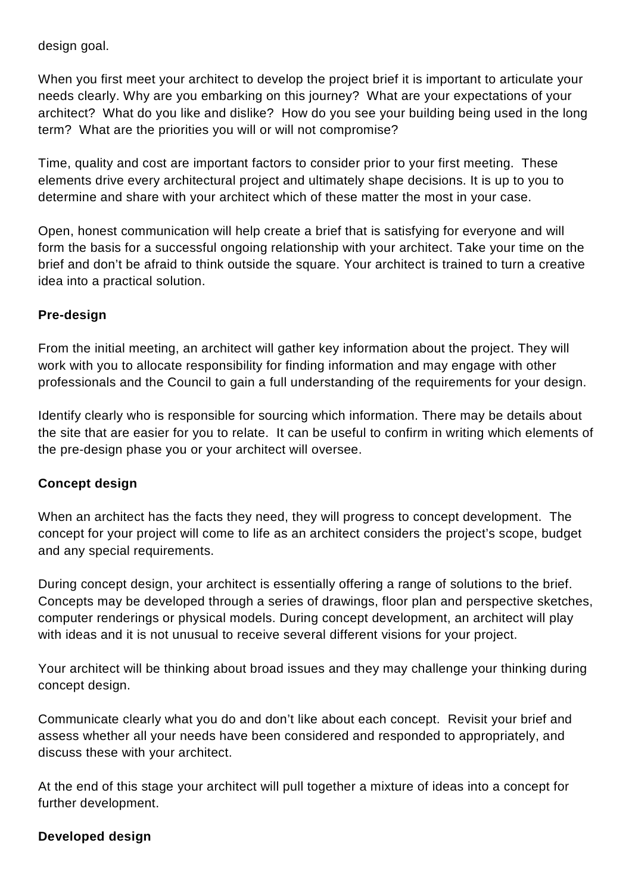design goal.

When you first meet your architect to develop the project brief it is important to articulate your needs clearly. Why are you embarking on this journey? What are your expectations of your architect? What do you like and dislike? How do you see your building being used in the long term? What are the priorities you will or will not compromise?

Time, quality and cost are important factors to consider prior to your first meeting. These elements drive every architectural project and ultimately shape decisions. It is up to you to determine and share with your architect which of these matter the most in your case.

Open, honest communication will help create a brief that is satisfying for everyone and will form the basis for a successful ongoing relationship with your architect. Take your time on the brief and don't be afraid to think outside the square. Your architect is trained to turn a creative idea into a practical solution.

**Pre-design**

From the initial meeting, an architect will gather key information about the project. They will work with you to allocate responsibility for finding information and may engage with other professionals and the Council to gain a full understanding of the requirements for your design.

Identify clearly who is responsible for sourcing which information. There may be details about the site that are easier for you to relate. It can be useful to confirm in writing which elements of the pre-design phase you or your architect will oversee.

**Concept design**

When an architect has the facts they need, they will progress to concept development. The concept for your project will come to life as an architect considers the project's scope, budget and any special requirements.

During concept design, your architect is essentially offering a range of solutions to the brief. Concepts may be developed through a series of drawings, floor plan and perspective sketches, computer renderings or physical models. During concept development, an architect will play with ideas and it is not unusual to receive several different visions for your project.

Your architect will be thinking about broad issues and they may challenge your thinking during concept design.

Communicate clearly what you do and don't like about each concept. Revisit your brief and assess whether all your needs have been considered and responded to appropriately, and discuss these with your architect.

At the end of this stage your architect will pull together a mixture of ideas into a concept for further development.

**Developed design**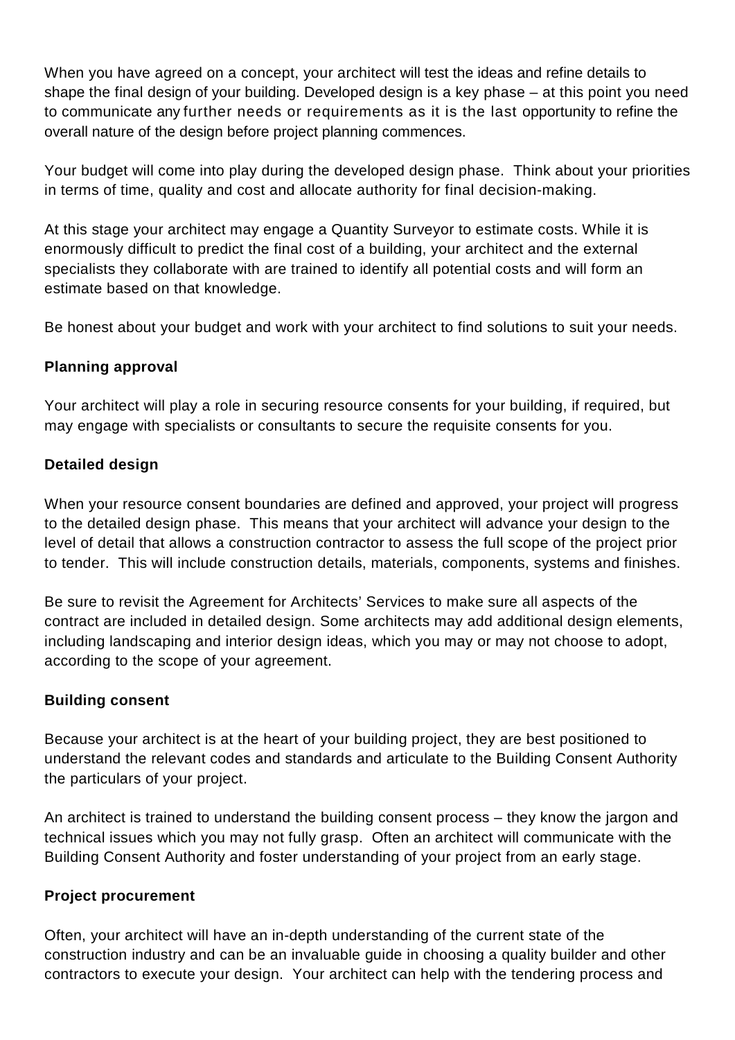When you have agreed on a concept, your architect will test the ideas and refine details to shape the final design of your building. Developed design is a key phase – at this point you need to communicate any further needs or requirements as it is the last opportunity to refine the overall nature of the design before project planning commences.

Your budget will come into play during the developed design phase. Think about your priorities in terms of time, quality and cost and allocate authority for final decision-making.

At this stage your architect may engage a Quantity Surveyor to estimate costs. While it is enormously difficult to predict the final cost of a building, your architect and the external specialists they collaborate with are trained to identify all potential costs and will form an estimate based on that knowledge.

Be honest about your budget and work with your architect to find solutions to suit your needs.

**Planning approval**

Your architect will play a role in securing resource consents for your building, if required, but may engage with specialists or consultants to secure the requisite consents for you.

**Detailed design**

When your resource consent boundaries are defined and approved, your project will progress to the detailed design phase. This means that your architect will advance your design to the level of detail that allows a construction contractor to assess the full scope of the project prior to tender. This will include construction details, materials, components, systems and finishes.

Be sure to revisit the Agreement for Architects' Services to make sure all aspects of the contract are included in detailed design. Some architects may add additional design elements, including landscaping and interior design ideas, which you may or may not choose to adopt, according to the scope of your agreement.

**Building consent**

Because your architect is at the heart of your building project, they are best positioned to understand the relevant codes and standards and articulate to the Building Consent Authority the particulars of your project.

An architect is trained to understand the building consent process – they know the jargon and technical issues which you may not fully grasp. Often an architect will communicate with the Building Consent Authority and foster understanding of your project from an early stage.

**Project procurement**

Often, your architect will have an in-depth understanding of the current state of the construction industry and can be an invaluable guide in choosing a quality builder and other contractors to execute your design. Your architect can help with the tendering process and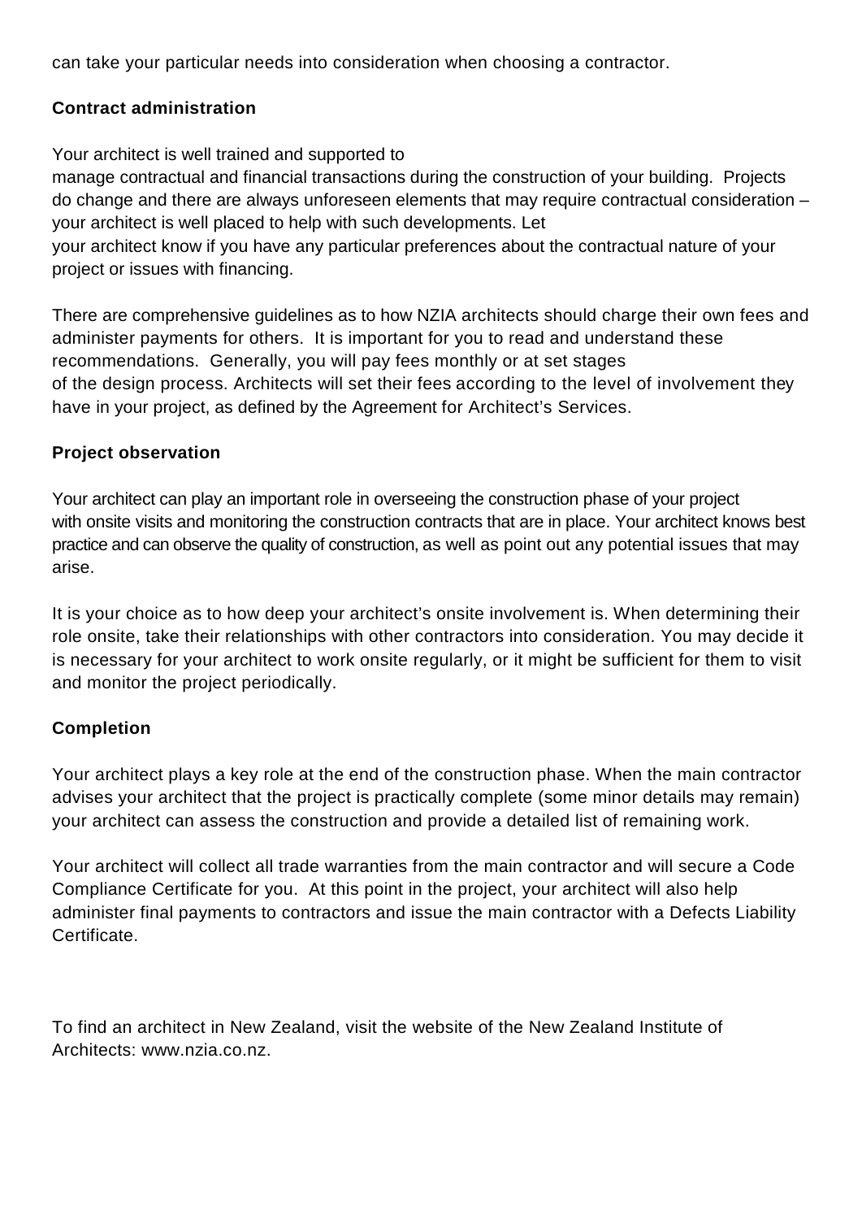can take your particular needs into consideration when choosing a contractor.

## Contract administration

Your architect is well trained and supported to manage contractual and financial transactions during the construction of your building. Projects do change and there are always unforeseen elements that may require contractual consideration – your architect is well placed to help with such developments. Let your architect know if you have any particular preferences about the contractual nature of your project or issues with financing.

There are comprehensive guidelines as to how NZIA architects should charge their own fees and administer payments for others. It is important for you to read and understand these recommendations. Generally, you will pay fees monthly or at set stages of the design process. Architects will set their fees according to the level of involvement they have in your project, as defined by the Agreement for Architect's Services.

## Project observation

Your architect can play an important role in overseeing the construction phase of your project with onsite visits and monitoring the construction contracts that are in place. Your architect knows best practice and can observe the quality of construction, as well as point out any potential issues that may arise.

It is your choice as to how deep your architect's onsite involvement is. When determining their role onsite, take their relationships with other contractors into consideration. You may decide it is necessary for your architect to work onsite regularly, or it might be sufficient for them to visit and monitor the project periodically.

## Completion

Your architect plays a key role at the end of the construction phase. When the main contractor advises your architect that the project is practically complete (some minor details may remain) your architect can assess the construction and provide a detailed list of remaining work.

Your architect will collect all trade warranties from the main contractor and will secure a Code Compliance Certificate for you. At this point in the project, your architect will also help administer final payments to contractors and issue the main contractor with a Defects Liability Certificate.

To find an architect in New Zealand, visit the website of the New Zealand Institute of Architects: www.nzia.co.nz.